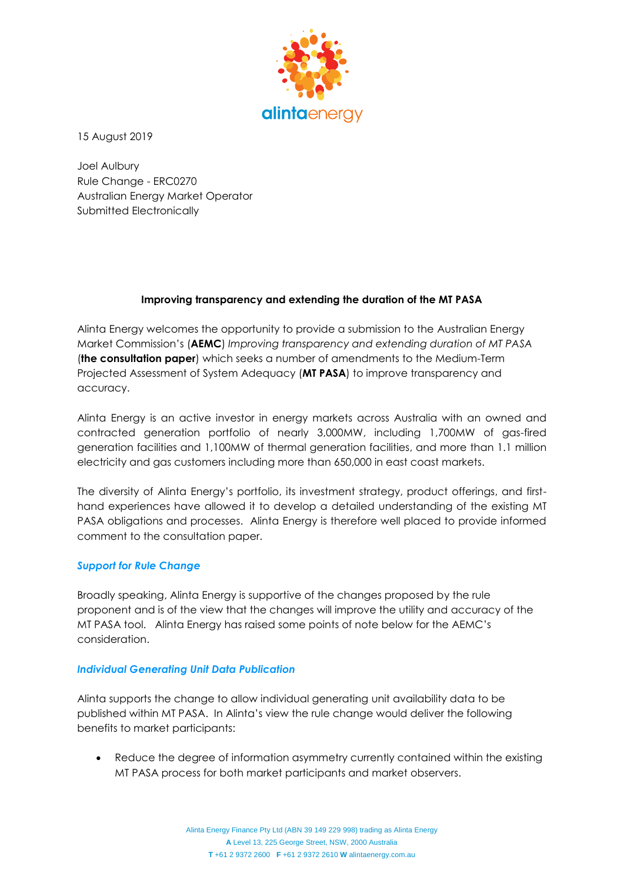15 August 2019

Joel Aulbury
Rule Change - ERC0270
Australian Energy Market Operator
Submitted Electronically

**Improving transparency and extending the duration of the MT PASA**

Alinta Energy welcomes the opportunity to provide a submission to the Australian Energy Market Commission's (**AEMC**) *Improving transparency and extending duration of MT PASA* (**the consultation paper**) which seeks a number of amendments to the Medium-Term Projected Assessment of System Adequacy (**MT PASA**) to improve transparency and accuracy.

Alinta Energy is an active investor in energy markets across Australia with an owned and contracted generation portfolio of nearly 3,000MW, including 1,700MW of gas-fired generation facilities and 1,100MW of thermal generation facilities, and more than 1.1 million electricity and gas customers including more than 650,000 in east coast markets.

The diversity of Alinta Energy's portfolio, its investment strategy, product offerings, and first-hand experiences have allowed it to develop a detailed understanding of the existing MT PASA obligations and processes. Alinta Energy is therefore well placed to provide informed comment to the consultation paper.

### *Support for Rule Change*

Broadly speaking, Alinta Energy is supportive of the changes proposed by the rule proponent and is of the view that the changes will improve the utility and accuracy of the MT PASA tool. Alinta Energy has raised some points of note below for the AEMC's consideration.

### *Individual Generating Unit Data Publication*

Alinta supports the change to allow individual generating unit availability data to be published within MT PASA. In Alinta's view the rule change would deliver the following benefits to market participants:

- Reduce the degree of information asymmetry currently contained within the existing MT PASA process for both market participants and market observers.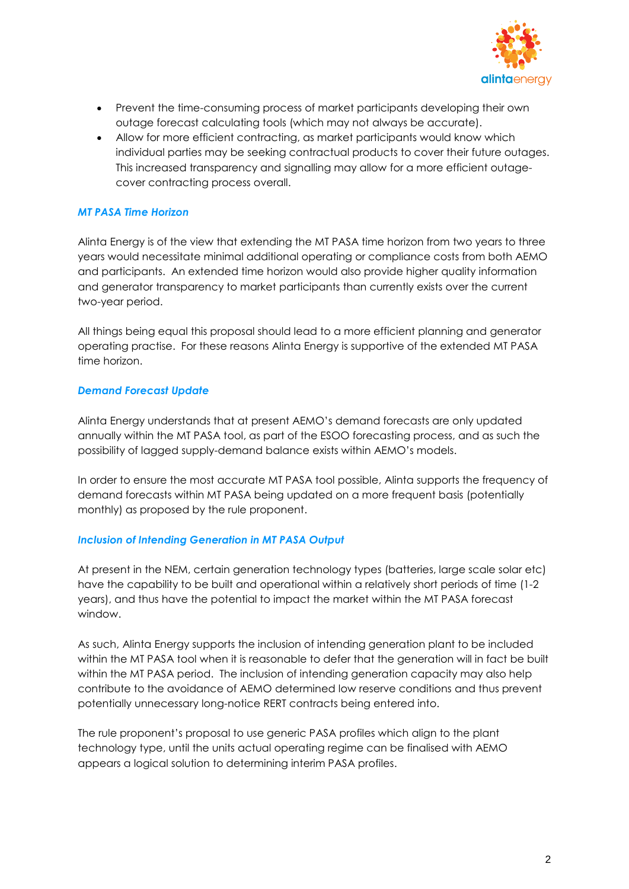- Prevent the time-consuming process of market participants developing their own outage forecast calculating tools (which may not always be accurate).
- Allow for more efficient contracting, as market participants would know which individual parties may be seeking contractual products to cover their future outages. This increased transparency and signalling may allow for a more efficient outage-cover contracting process overall.

### *MT PASA Time Horizon*

Alinta Energy is of the view that extending the MT PASA time horizon from two years to three years would necessitate minimal additional operating or compliance costs from both AEMO and participants. An extended time horizon would also provide higher quality information and generator transparency to market participants than currently exists over the current two-year period.

All things being equal this proposal should lead to a more efficient planning and generator operating practise. For these reasons Alinta Energy is supportive of the extended MT PASA time horizon.

### *Demand Forecast Update*

Alinta Energy understands that at present AEMO's demand forecasts are only updated annually within the MT PASA tool, as part of the ESOO forecasting process, and as such the possibility of lagged supply-demand balance exists within AEMO's models.

In order to ensure the most accurate MT PASA tool possible, Alinta supports the frequency of demand forecasts within MT PASA being updated on a more frequent basis (potentially monthly) as proposed by the rule proponent.

### *Inclusion of Intending Generation in MT PASA Output*

At present in the NEM, certain generation technology types (batteries, large scale solar etc) have the capability to be built and operational within a relatively short periods of time (1-2 years), and thus have the potential to impact the market within the MT PASA forecast window.

As such, Alinta Energy supports the inclusion of intending generation plant to be included within the MT PASA tool when it is reasonable to defer that the generation will in fact be built within the MT PASA period. The inclusion of intending generation capacity may also help contribute to the avoidance of AEMO determined low reserve conditions and thus prevent potentially unnecessary long-notice RERT contracts being entered into.

The rule proponent's proposal to use generic PASA profiles which align to the plant technology type, until the units actual operating regime can be finalised with AEMO appears a logical solution to determining interim PASA profiles.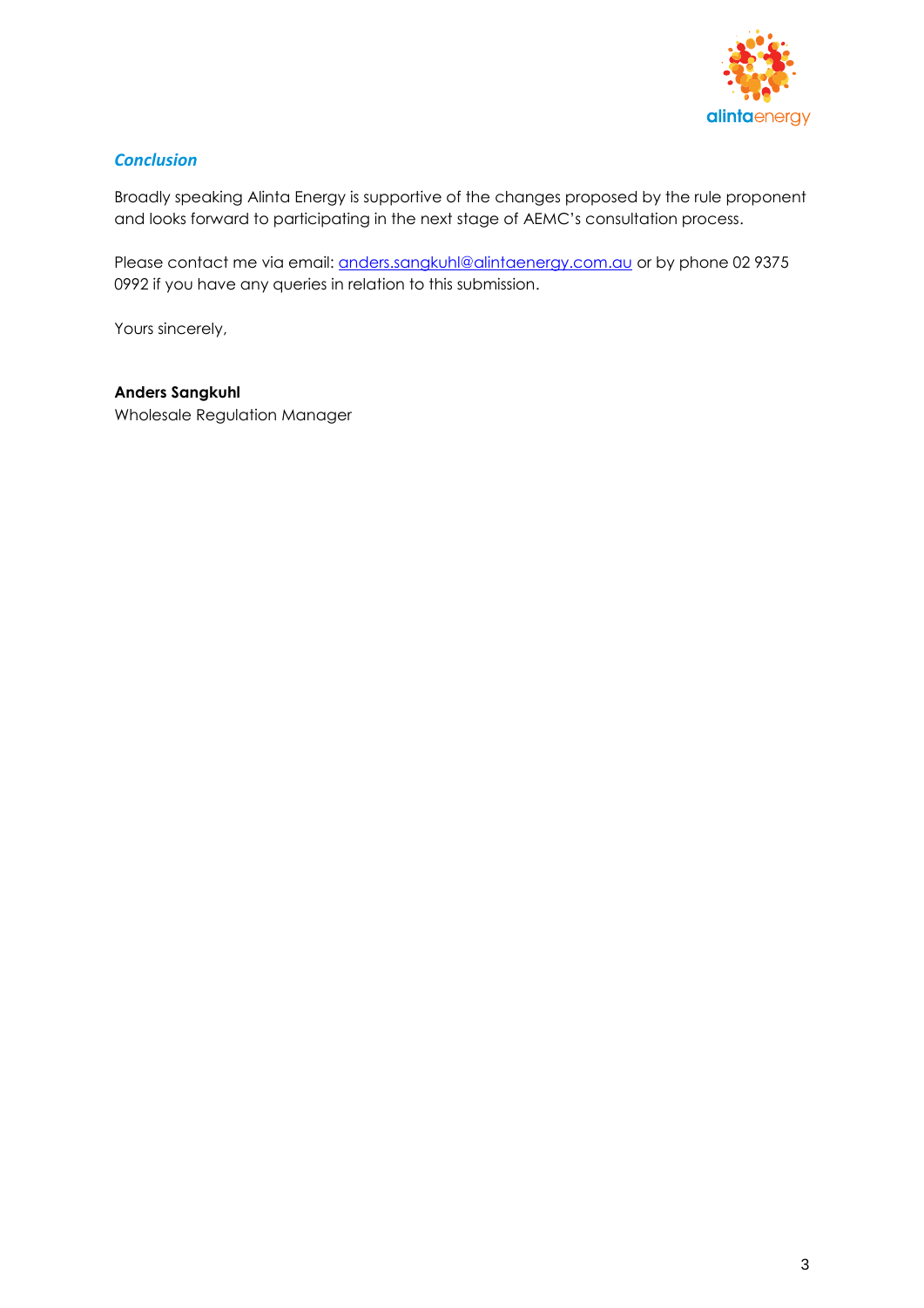### *Conclusion*

Broadly speaking Alinta Energy is supportive of the changes proposed by the rule proponent and looks forward to participating in the next stage of AEMC's consultation process.

Please contact me via email: anders.sangkuhl@alintaenergy.com.au or by phone 02 9375 0992 if you have any queries in relation to this submission.

Yours sincerely,

**Anders Sangkuhl**
Wholesale Regulation Manager